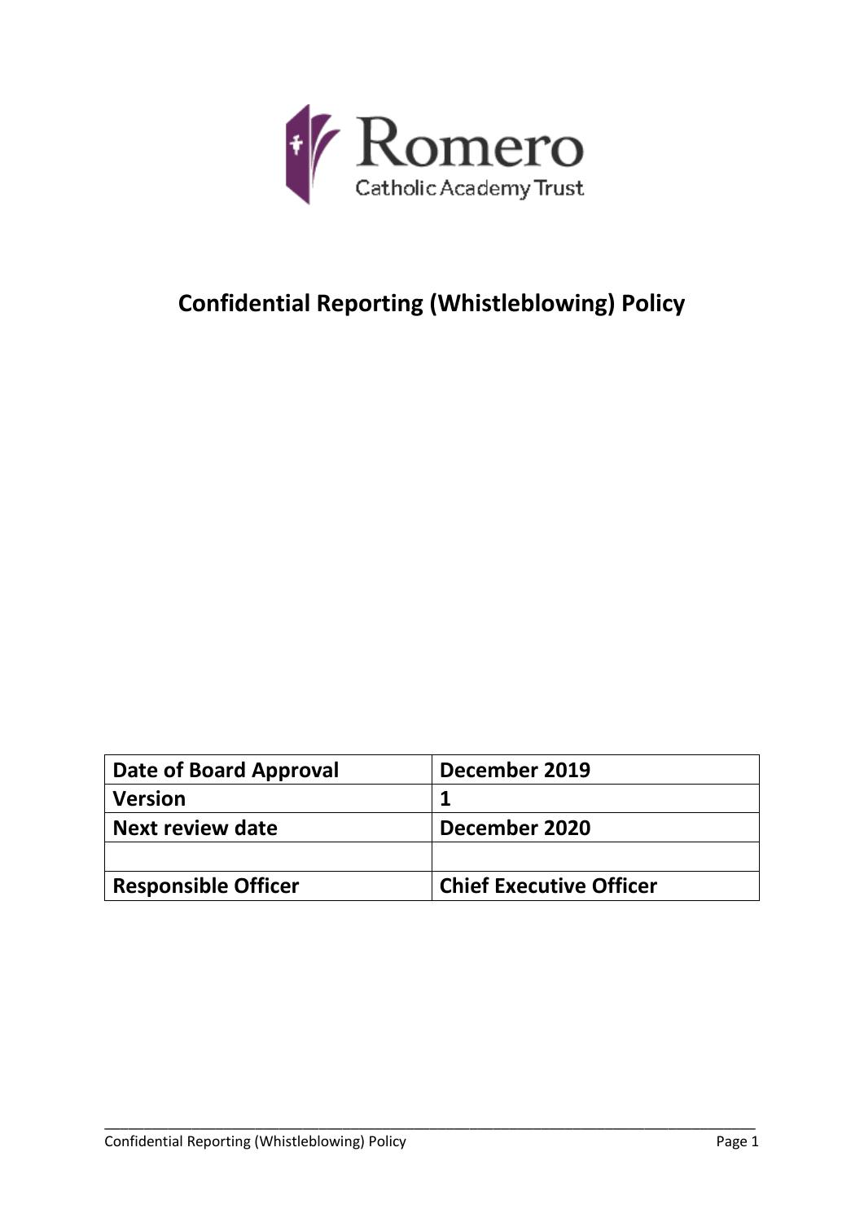Romero

Catholic Academy Trust

# Confidential Reporting (Whistleblowing) Policy

| Date of Board Approval | December 2019 |
| --- | --- |
| Version | 1 |
| Next review date | December 2020 |
| | |
| Responsible Officer | Chief Executive Officer |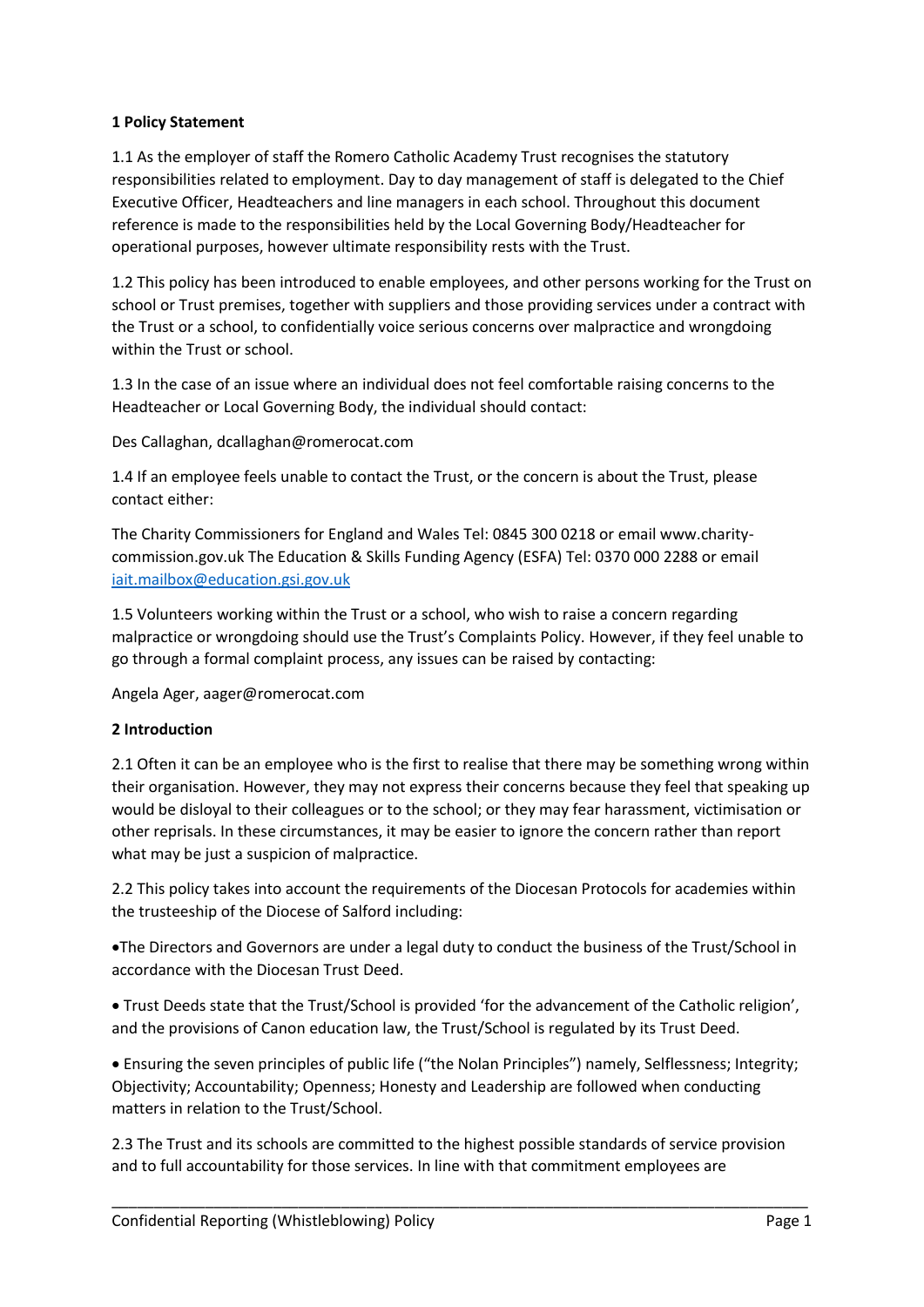**1 Policy Statement**

1.1 As the employer of staff the Romero Catholic Academy Trust recognises the statutory responsibilities related to employment. Day to day management of staff is delegated to the Chief Executive Officer, Headteachers and line managers in each school. Throughout this document reference is made to the responsibilities held by the Local Governing Body/Headteacher for operational purposes, however ultimate responsibility rests with the Trust.

1.2 This policy has been introduced to enable employees, and other persons working for the Trust on school or Trust premises, together with suppliers and those providing services under a contract with the Trust or a school, to confidentially voice serious concerns over malpractice and wrongdoing within the Trust or school.

1.3 In the case of an issue where an individual does not feel comfortable raising concerns to the Headteacher or Local Governing Body, the individual should contact:

Des Callaghan, dcallaghan@romerocat.com

1.4 If an employee feels unable to contact the Trust, or the concern is about the Trust, please contact either:

The Charity Commissioners for England and Wales Tel: 0845 300 0218 or email www.charity-commission.gov.uk The Education & Skills Funding Agency (ESFA) Tel: 0370 000 2288 or email iait.mailbox@education.gsi.gov.uk

1.5 Volunteers working within the Trust or a school, who wish to raise a concern regarding malpractice or wrongdoing should use the Trust's Complaints Policy. However, if they feel unable to go through a formal complaint process, any issues can be raised by contacting:

Angela Ager, aager@romerocat.com

**2 Introduction**

2.1 Often it can be an employee who is the first to realise that there may be something wrong within their organisation. However, they may not express their concerns because they feel that speaking up would be disloyal to their colleagues or to the school; or they may fear harassment, victimisation or other reprisals. In these circumstances, it may be easier to ignore the concern rather than report what may be just a suspicion of malpractice.

2.2 This policy takes into account the requirements of the Diocesan Protocols for academies within the trusteeship of the Diocese of Salford including:

- The Directors and Governors are under a legal duty to conduct the business of the Trust/School in accordance with the Diocesan Trust Deed.
- Trust Deeds state that the Trust/School is provided 'for the advancement of the Catholic religion', and the provisions of Canon education law, the Trust/School is regulated by its Trust Deed.
- Ensuring the seven principles of public life ("the Nolan Principles") namely, Selflessness; Integrity; Objectivity; Accountability; Openness; Honesty and Leadership are followed when conducting matters in relation to the Trust/School.

2.3 The Trust and its schools are committed to the highest possible standards of service provision and to full accountability for those services. In line with that commitment employees are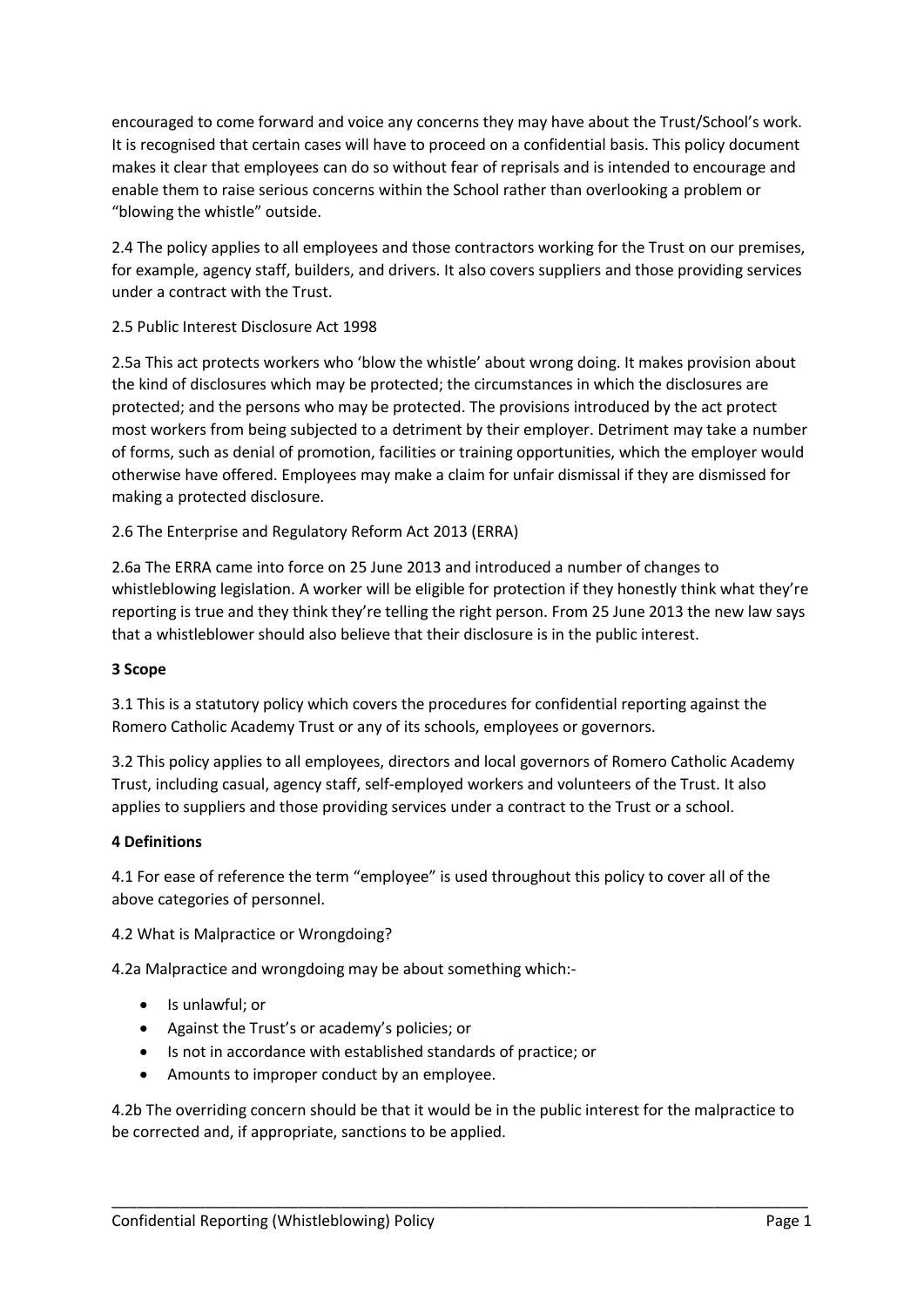encouraged to come forward and voice any concerns they may have about the Trust/School's work. It is recognised that certain cases will have to proceed on a confidential basis. This policy document makes it clear that employees can do so without fear of reprisals and is intended to encourage and enable them to raise serious concerns within the School rather than overlooking a problem or "blowing the whistle" outside.

2.4 The policy applies to all employees and those contractors working for the Trust on our premises, for example, agency staff, builders, and drivers. It also covers suppliers and those providing services under a contract with the Trust.

2.5 Public Interest Disclosure Act 1998

2.5a This act protects workers who 'blow the whistle' about wrong doing. It makes provision about the kind of disclosures which may be protected; the circumstances in which the disclosures are protected; and the persons who may be protected. The provisions introduced by the act protect most workers from being subjected to a detriment by their employer. Detriment may take a number of forms, such as denial of promotion, facilities or training opportunities, which the employer would otherwise have offered. Employees may make a claim for unfair dismissal if they are dismissed for making a protected disclosure.

2.6 The Enterprise and Regulatory Reform Act 2013 (ERRA)

2.6a The ERRA came into force on 25 June 2013 and introduced a number of changes to whistleblowing legislation. A worker will be eligible for protection if they honestly think what they're reporting is true and they think they're telling the right person. From 25 June 2013 the new law says that a whistleblower should also believe that their disclosure is in the public interest.

## 3 Scope

3.1 This is a statutory policy which covers the procedures for confidential reporting against the Romero Catholic Academy Trust or any of its schools, employees or governors.

3.2 This policy applies to all employees, directors and local governors of Romero Catholic Academy Trust, including casual, agency staff, self-employed workers and volunteers of the Trust. It also applies to suppliers and those providing services under a contract to the Trust or a school.

## 4 Definitions

4.1 For ease of reference the term "employee" is used throughout this policy to cover all of the above categories of personnel.

4.2 What is Malpractice or Wrongdoing?

4.2a Malpractice and wrongdoing may be about something which:-

- Is unlawful; or
- Against the Trust's or academy's policies; or
- Is not in accordance with established standards of practice; or
- Amounts to improper conduct by an employee.

4.2b The overriding concern should be that it would be in the public interest for the malpractice to be corrected and, if appropriate, sanctions to be applied.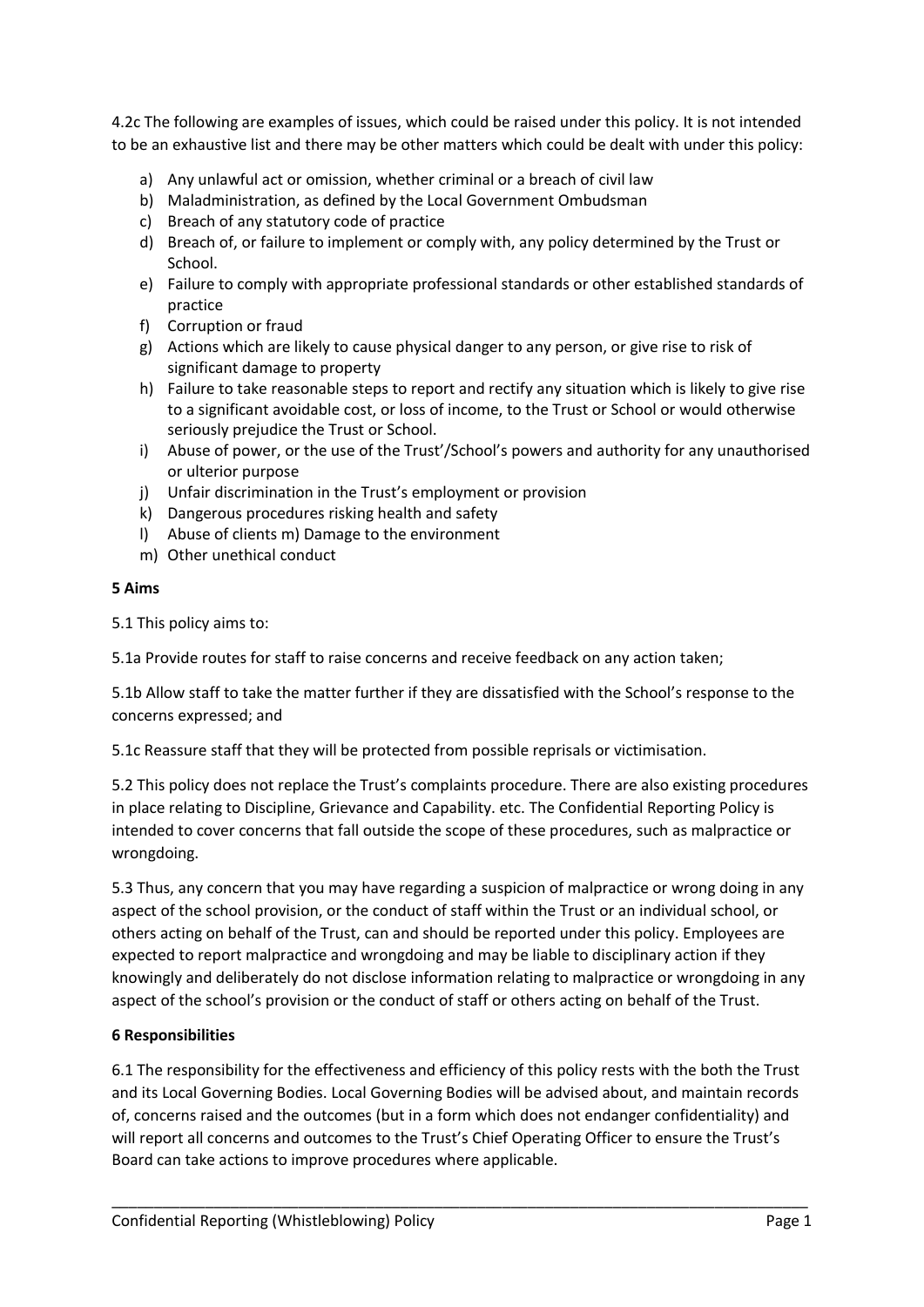4.2c The following are examples of issues, which could be raised under this policy. It is not intended to be an exhaustive list and there may be other matters which could be dealt with under this policy:

a) Any unlawful act or omission, whether criminal or a breach of civil law
b) Maladministration, as defined by the Local Government Ombudsman
c) Breach of any statutory code of practice
d) Breach of, or failure to implement or comply with, any policy determined by the Trust or School.
e) Failure to comply with appropriate professional standards or other established standards of practice
f) Corruption or fraud
g) Actions which are likely to cause physical danger to any person, or give rise to risk of significant damage to property
h) Failure to take reasonable steps to report and rectify any situation which is likely to give rise to a significant avoidable cost, or loss of income, to the Trust or School or would otherwise seriously prejudice the Trust or School.
i) Abuse of power, or the use of the Trust'/School's powers and authority for any unauthorised or ulterior purpose
j) Unfair discrimination in the Trust's employment or provision
k) Dangerous procedures risking health and safety
l) Abuse of clients m) Damage to the environment
m) Other unethical conduct

**5 Aims**

5.1 This policy aims to:

5.1a Provide routes for staff to raise concerns and receive feedback on any action taken;

5.1b Allow staff to take the matter further if they are dissatisfied with the School's response to the concerns expressed; and

5.1c Reassure staff that they will be protected from possible reprisals or victimisation.

5.2 This policy does not replace the Trust's complaints procedure. There are also existing procedures in place relating to Discipline, Grievance and Capability. etc. The Confidential Reporting Policy is intended to cover concerns that fall outside the scope of these procedures, such as malpractice or wrongdoing.

5.3 Thus, any concern that you may have regarding a suspicion of malpractice or wrong doing in any aspect of the school provision, or the conduct of staff within the Trust or an individual school, or others acting on behalf of the Trust, can and should be reported under this policy. Employees are expected to report malpractice and wrongdoing and may be liable to disciplinary action if they knowingly and deliberately do not disclose information relating to malpractice or wrongdoing in any aspect of the school's provision or the conduct of staff or others acting on behalf of the Trust.

**6 Responsibilities**

6.1 The responsibility for the effectiveness and efficiency of this policy rests with the both the Trust and its Local Governing Bodies. Local Governing Bodies will be advised about, and maintain records of, concerns raised and the outcomes (but in a form which does not endanger confidentiality) and will report all concerns and outcomes to the Trust's Chief Operating Officer to ensure the Trust's Board can take actions to improve procedures where applicable.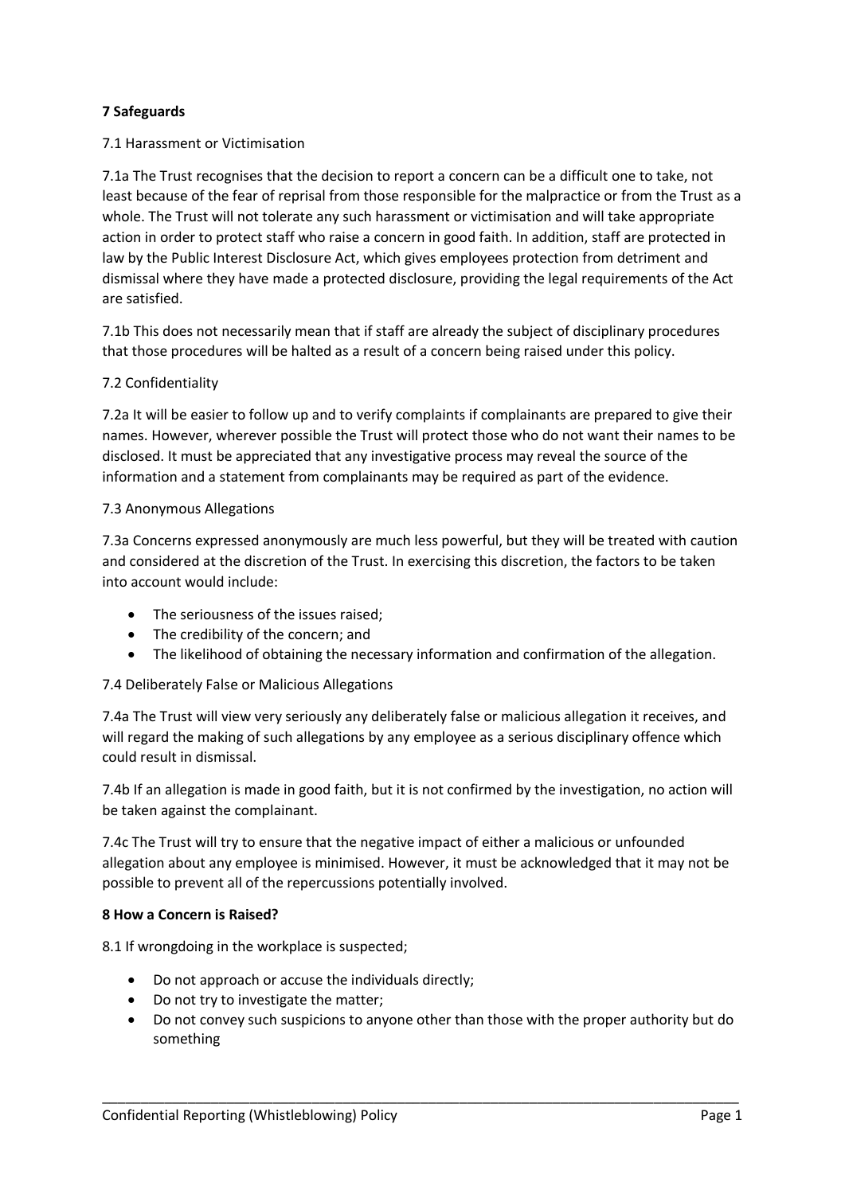**7 Safeguards**

7.1 Harassment or Victimisation

7.1a The Trust recognises that the decision to report a concern can be a difficult one to take, not least because of the fear of reprisal from those responsible for the malpractice or from the Trust as a whole. The Trust will not tolerate any such harassment or victimisation and will take appropriate action in order to protect staff who raise a concern in good faith. In addition, staff are protected in law by the Public Interest Disclosure Act, which gives employees protection from detriment and dismissal where they have made a protected disclosure, providing the legal requirements of the Act are satisfied.

7.1b This does not necessarily mean that if staff are already the subject of disciplinary procedures that those procedures will be halted as a result of a concern being raised under this policy.

7.2 Confidentiality

7.2a It will be easier to follow up and to verify complaints if complainants are prepared to give their names. However, wherever possible the Trust will protect those who do not want their names to be disclosed. It must be appreciated that any investigative process may reveal the source of the information and a statement from complainants may be required as part of the evidence.

7.3 Anonymous Allegations

7.3a Concerns expressed anonymously are much less powerful, but they will be treated with caution and considered at the discretion of the Trust. In exercising this discretion, the factors to be taken into account would include:

- The seriousness of the issues raised;
- The credibility of the concern; and
- The likelihood of obtaining the necessary information and confirmation of the allegation.

7.4 Deliberately False or Malicious Allegations

7.4a The Trust will view very seriously any deliberately false or malicious allegation it receives, and will regard the making of such allegations by any employee as a serious disciplinary offence which could result in dismissal.

7.4b If an allegation is made in good faith, but it is not confirmed by the investigation, no action will be taken against the complainant.

7.4c The Trust will try to ensure that the negative impact of either a malicious or unfounded allegation about any employee is minimised. However, it must be acknowledged that it may not be possible to prevent all of the repercussions potentially involved.

**8 How a Concern is Raised?**

8.1 If wrongdoing in the workplace is suspected;

- Do not approach or accuse the individuals directly;
- Do not try to investigate the matter;
- Do not convey such suspicions to anyone other than those with the proper authority but do something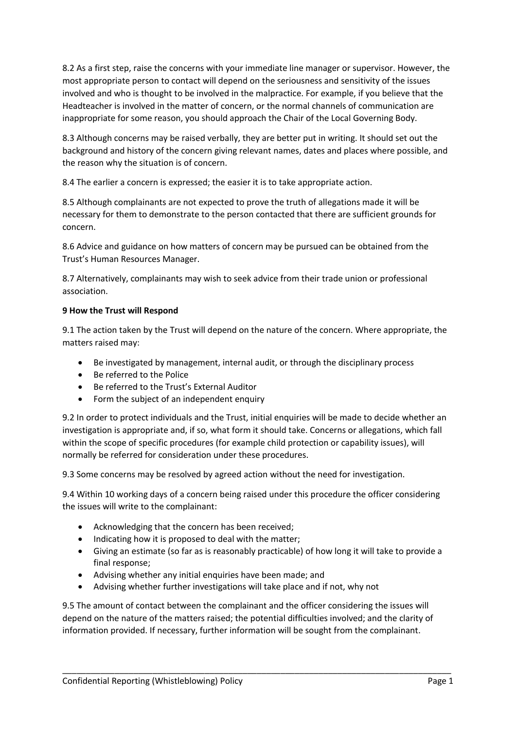8.2 As a first step, raise the concerns with your immediate line manager or supervisor. However, the most appropriate person to contact will depend on the seriousness and sensitivity of the issues involved and who is thought to be involved in the malpractice. For example, if you believe that the Headteacher is involved in the matter of concern, or the normal channels of communication are inappropriate for some reason, you should approach the Chair of the Local Governing Body.

8.3 Although concerns may be raised verbally, they are better put in writing. It should set out the background and history of the concern giving relevant names, dates and places where possible, and the reason why the situation is of concern.

8.4 The earlier a concern is expressed; the easier it is to take appropriate action.

8.5 Although complainants are not expected to prove the truth of allegations made it will be necessary for them to demonstrate to the person contacted that there are sufficient grounds for concern.

8.6 Advice and guidance on how matters of concern may be pursued can be obtained from the Trust's Human Resources Manager.

8.7 Alternatively, complainants may wish to seek advice from their trade union or professional association.

**9 How the Trust will Respond**

9.1 The action taken by the Trust will depend on the nature of the concern. Where appropriate, the matters raised may:

- Be investigated by management, internal audit, or through the disciplinary process
- Be referred to the Police
- Be referred to the Trust's External Auditor
- Form the subject of an independent enquiry

9.2 In order to protect individuals and the Trust, initial enquiries will be made to decide whether an investigation is appropriate and, if so, what form it should take. Concerns or allegations, which fall within the scope of specific procedures (for example child protection or capability issues), will normally be referred for consideration under these procedures.

9.3 Some concerns may be resolved by agreed action without the need for investigation.

9.4 Within 10 working days of a concern being raised under this procedure the officer considering the issues will write to the complainant:

- Acknowledging that the concern has been received;
- Indicating how it is proposed to deal with the matter;
- Giving an estimate (so far as is reasonably practicable) of how long it will take to provide a final response;
- Advising whether any initial enquiries have been made; and
- Advising whether further investigations will take place and if not, why not

9.5 The amount of contact between the complainant and the officer considering the issues will depend on the nature of the matters raised; the potential difficulties involved; and the clarity of information provided. If necessary, further information will be sought from the complainant.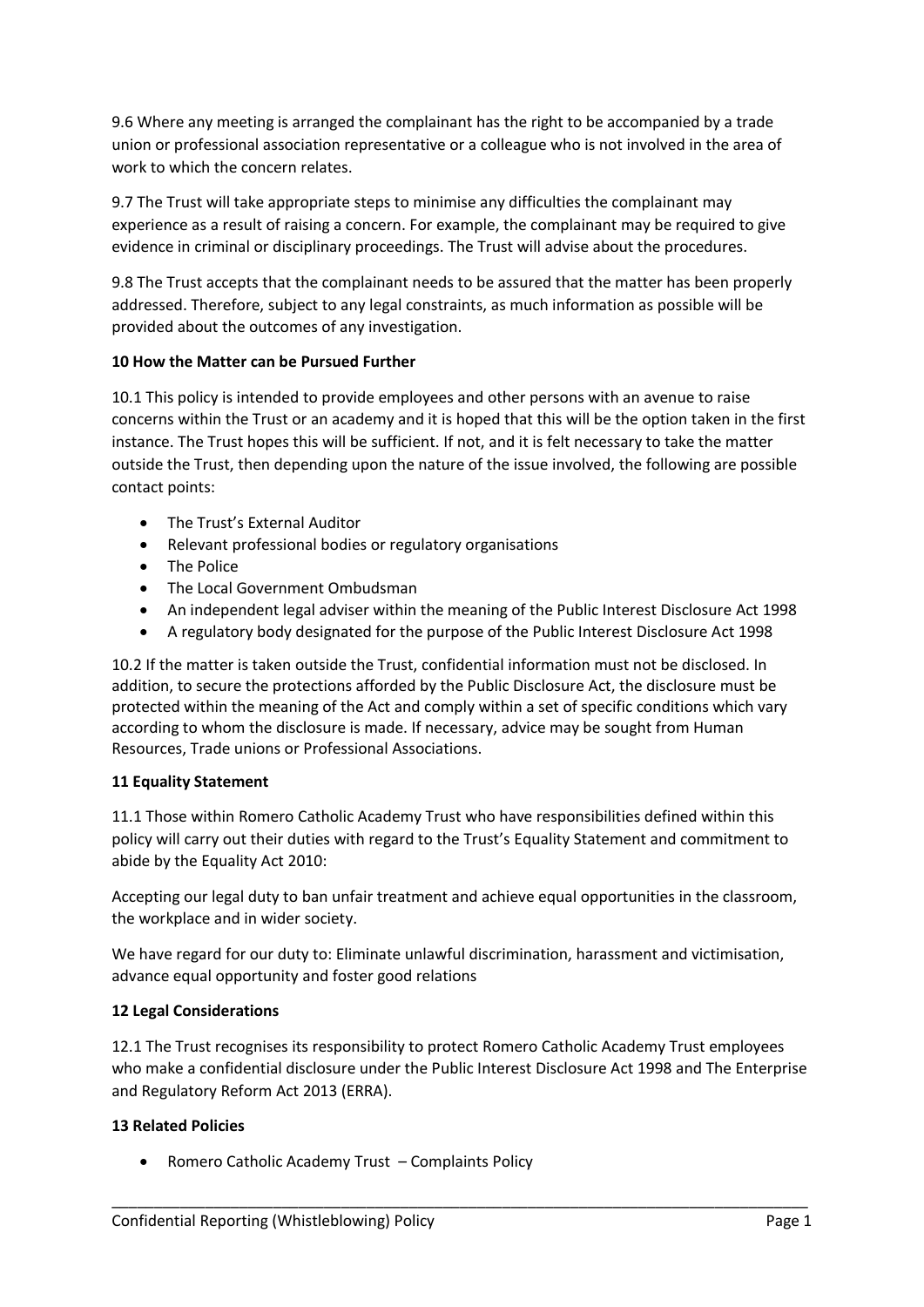9.6 Where any meeting is arranged the complainant has the right to be accompanied by a trade union or professional association representative or a colleague who is not involved in the area of work to which the concern relates.

9.7 The Trust will take appropriate steps to minimise any difficulties the complainant may experience as a result of raising a concern. For example, the complainant may be required to give evidence in criminal or disciplinary proceedings. The Trust will advise about the procedures.

9.8 The Trust accepts that the complainant needs to be assured that the matter has been properly addressed. Therefore, subject to any legal constraints, as much information as possible will be provided about the outcomes of any investigation.

**10 How the Matter can be Pursued Further**

10.1 This policy is intended to provide employees and other persons with an avenue to raise concerns within the Trust or an academy and it is hoped that this will be the option taken in the first instance. The Trust hopes this will be sufficient. If not, and it is felt necessary to take the matter outside the Trust, then depending upon the nature of the issue involved, the following are possible contact points:

- The Trust's External Auditor
- Relevant professional bodies or regulatory organisations
- The Police
- The Local Government Ombudsman
- An independent legal adviser within the meaning of the Public Interest Disclosure Act 1998
- A regulatory body designated for the purpose of the Public Interest Disclosure Act 1998

10.2 If the matter is taken outside the Trust, confidential information must not be disclosed. In addition, to secure the protections afforded by the Public Disclosure Act, the disclosure must be protected within the meaning of the Act and comply within a set of specific conditions which vary according to whom the disclosure is made. If necessary, advice may be sought from Human Resources, Trade unions or Professional Associations.

**11 Equality Statement**

11.1 Those within Romero Catholic Academy Trust who have responsibilities defined within this policy will carry out their duties with regard to the Trust's Equality Statement and commitment to abide by the Equality Act 2010:

Accepting our legal duty to ban unfair treatment and achieve equal opportunities in the classroom, the workplace and in wider society.

We have regard for our duty to: Eliminate unlawful discrimination, harassment and victimisation, advance equal opportunity and foster good relations

**12 Legal Considerations**

12.1 The Trust recognises its responsibility to protect Romero Catholic Academy Trust employees who make a confidential disclosure under the Public Interest Disclosure Act 1998 and The Enterprise and Regulatory Reform Act 2013 (ERRA).

**13 Related Policies**

- Romero Catholic Academy Trust – Complaints Policy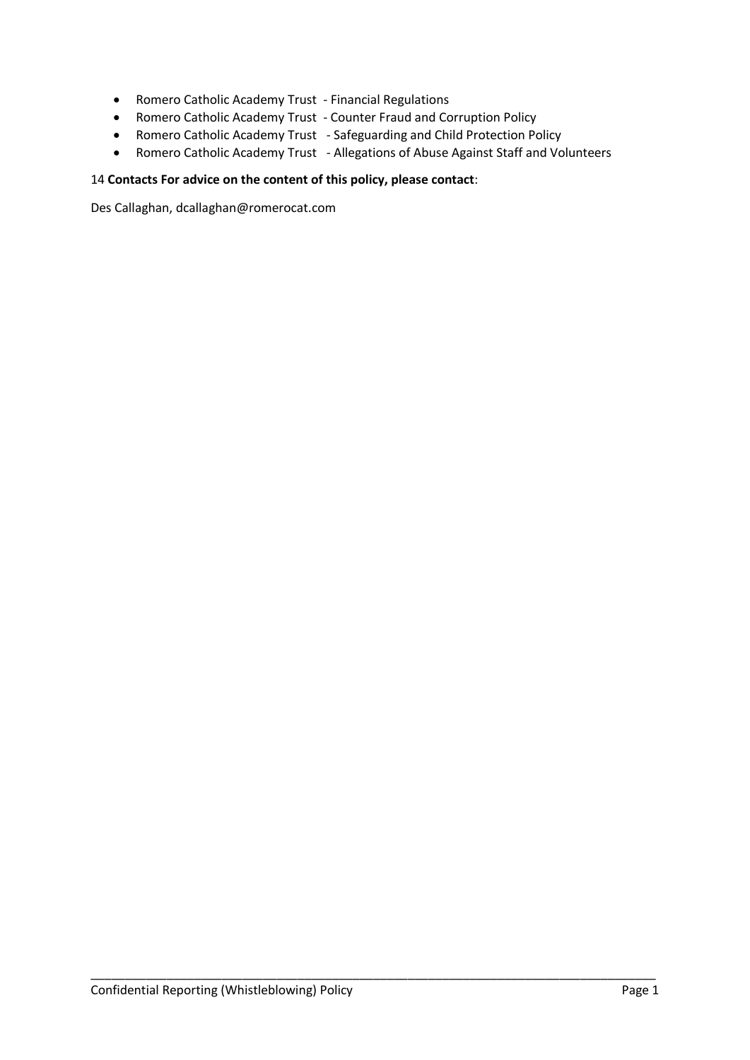- Romero Catholic Academy Trust - Financial Regulations
- Romero Catholic Academy Trust - Counter Fraud and Corruption Policy
- Romero Catholic Academy Trust - Safeguarding and Child Protection Policy
- Romero Catholic Academy Trust - Allegations of Abuse Against Staff and Volunteers

14 **Contacts For advice on the content of this policy, please contact**:

Des Callaghan, dcallaghan@romerocat.com